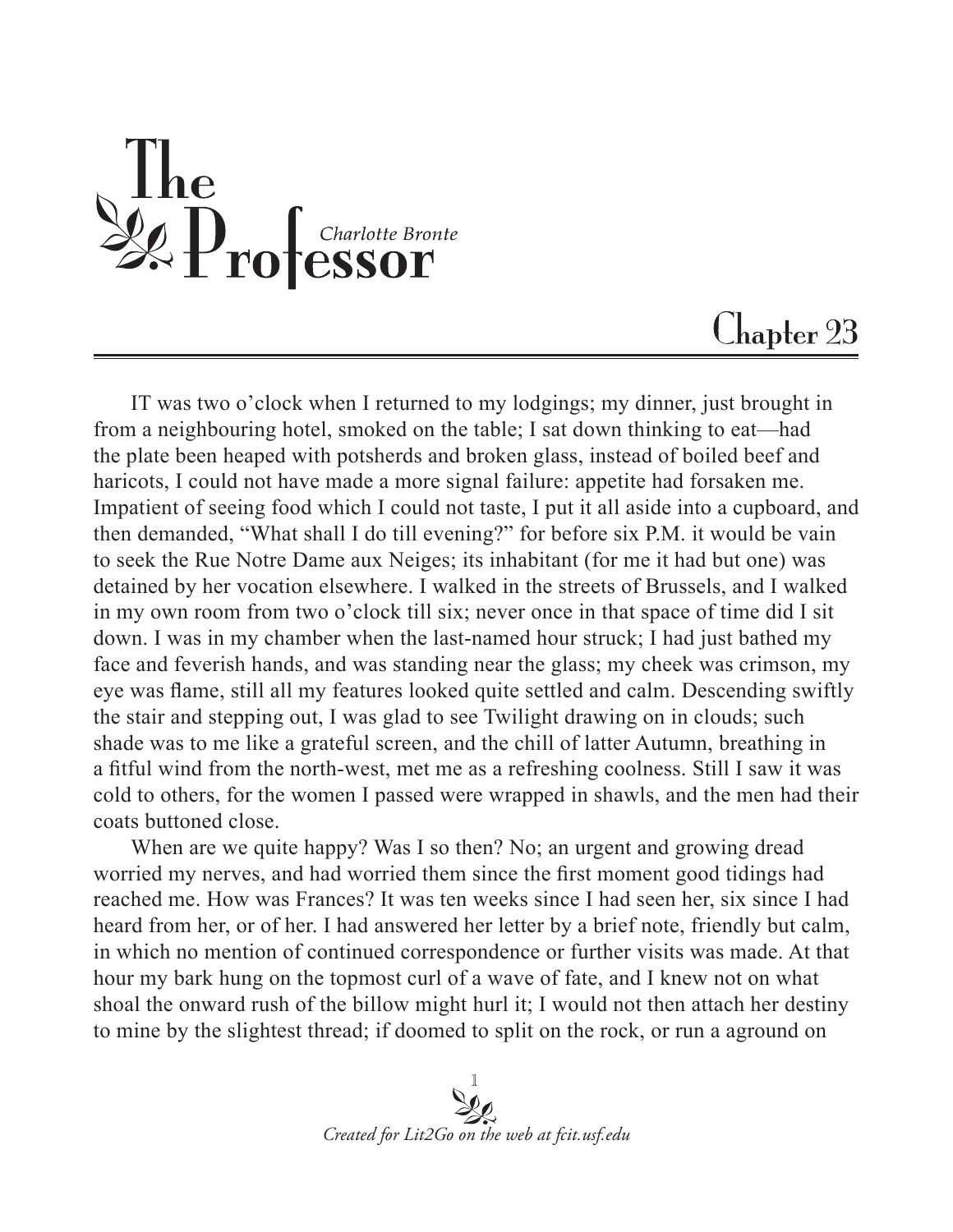# The Professor

*Charlotte Bronte*

## Chapter 23

IT was two o'clock when I returned to my lodgings; my dinner, just brought in from a neighbouring hotel, smoked on the table; I sat down thinking to eat—had the plate been heaped with potsherds and broken glass, instead of boiled beef and haricots, I could not have made a more signal failure: appetite had forsaken me. Impatient of seeing food which I could not taste, I put it all aside into a cupboard, and then demanded, "What shall I do till evening?" for before six P.M. it would be vain to seek the Rue Notre Dame aux Neiges; its inhabitant (for me it had but one) was detained by her vocation elsewhere. I walked in the streets of Brussels, and I walked in my own room from two o'clock till six; never once in that space of time did I sit down. I was in my chamber when the last-named hour struck; I had just bathed my face and feverish hands, and was standing near the glass; my cheek was crimson, my eye was flame, still all my features looked quite settled and calm. Descending swiftly the stair and stepping out, I was glad to see Twilight drawing on in clouds; such shade was to me like a grateful screen, and the chill of latter Autumn, breathing in a fitful wind from the north-west, met me as a refreshing coolness. Still I saw it was cold to others, for the women I passed were wrapped in shawls, and the men had their coats buttoned close.

When are we quite happy? Was I so then? No; an urgent and growing dread worried my nerves, and had worried them since the first moment good tidings had reached me. How was Frances? It was ten weeks since I had seen her, six since I had heard from her, or of her. I had answered her letter by a brief note, friendly but calm, in which no mention of continued correspondence or further visits was made. At that hour my bark hung on the topmost curl of a wave of fate, and I knew not on what shoal the onward rush of the billow might hurl it; I would not then attach her destiny to mine by the slightest thread; if doomed to split on the rock, or run a aground on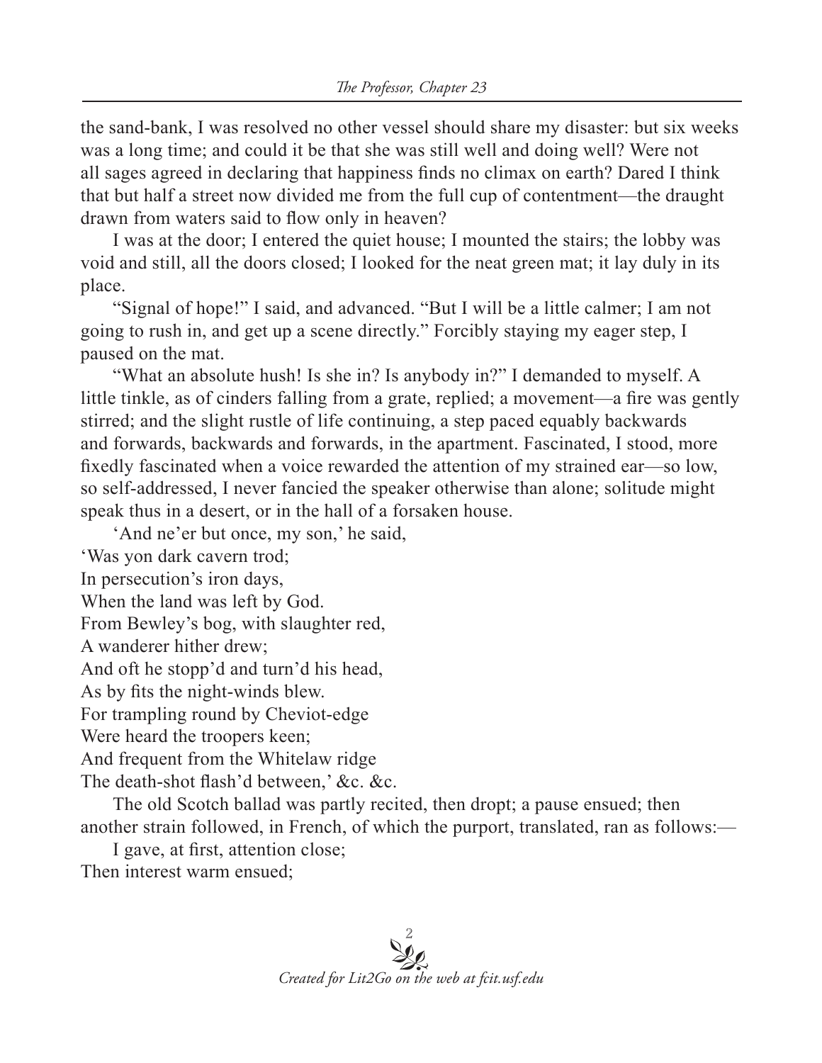the sand-bank, I was resolved no other vessel should share my disaster: but six weeks was a long time; and could it be that she was still well and doing well? Were not all sages agreed in declaring that happiness finds no climax on earth? Dared I think that but half a street now divided me from the full cup of contentment—the draught drawn from waters said to flow only in heaven?

I was at the door; I entered the quiet house; I mounted the stairs; the lobby was void and still, all the doors closed; I looked for the neat green mat; it lay duly in its place.

"Signal of hope!" I said, and advanced. "But I will be a little calmer; I am not going to rush in, and get up a scene directly." Forcibly staying my eager step, I paused on the mat.

"What an absolute hush! Is she in? Is anybody in?" I demanded to myself. A little tinkle, as of cinders falling from a grate, replied; a movement—a fire was gently stirred; and the slight rustle of life continuing, a step paced equably backwards and forwards, backwards and forwards, in the apartment. Fascinated, I stood, more fixedly fascinated when a voice rewarded the attention of my strained ear—so low, so self-addressed, I never fancied the speaker otherwise than alone; solitude might speak thus in a desert, or in the hall of a forsaken house.

'And ne'er but once, my son,' he said,  
'Was yon dark cavern trod;  
In persecution's iron days,  
When the land was left by God.  
From Bewley's bog, with slaughter red,  
A wanderer hither drew;  
And oft he stopp'd and turn'd his head,  
As by fits the night-winds blew.  
For trampling round by Cheviot-edge  
Were heard the troopers keen;  
And frequent from the Whitelaw ridge  
The death-shot flash'd between,' &c. &c.

The old Scotch ballad was partly recited, then dropt; a pause ensued; then another strain followed, in French, of which the purport, translated, ran as follows:—

I gave, at first, attention close;  
Then interest warm ensued;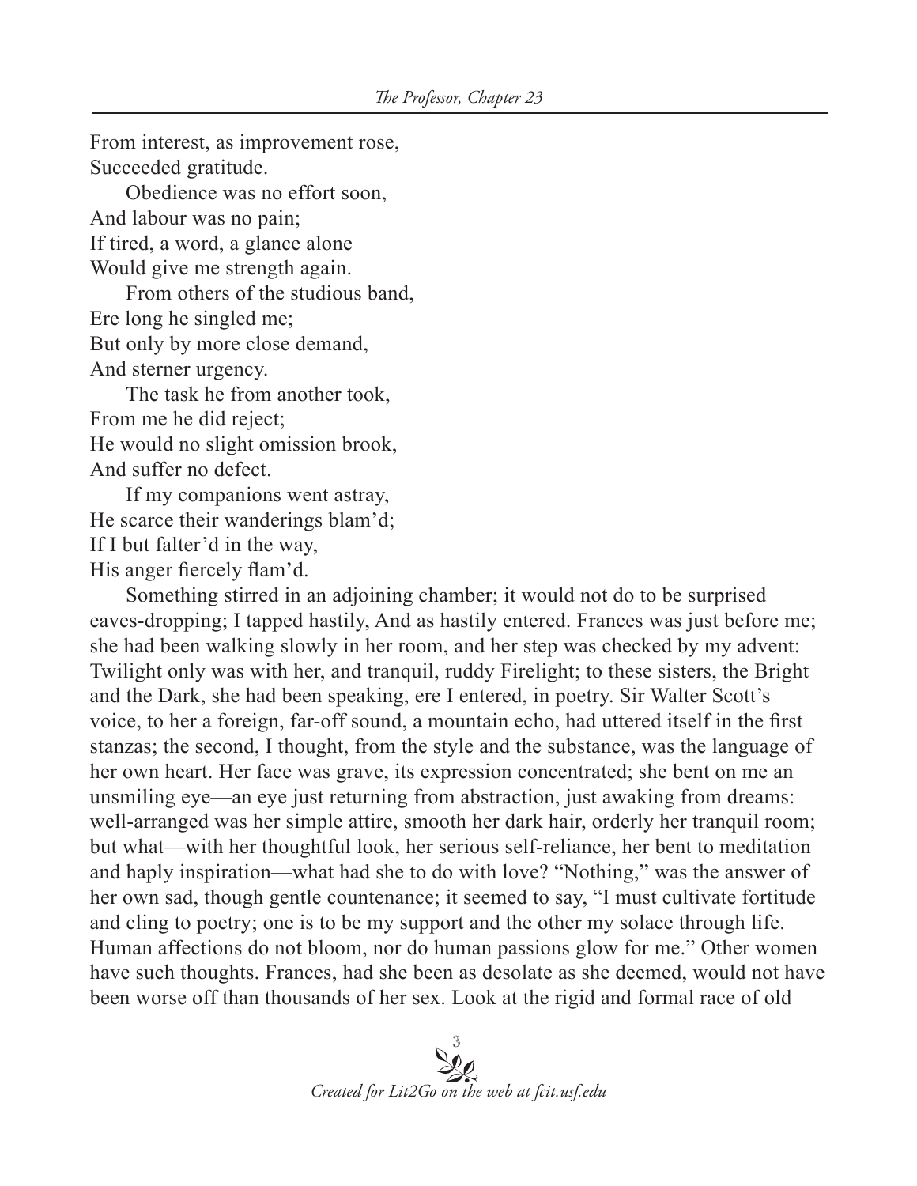From interest, as improvement rose,
Succeeded gratitude.

Obedience was no effort soon,
And labour was no pain;
If tired, a word, a glance alone
Would give me strength again.

From others of the studious band,
Ere long he singled me;
But only by more close demand,
And sterner urgency.

The task he from another took,
From me he did reject;
He would no slight omission brook,
And suffer no defect.

If my companions went astray,
He scarce their wanderings blam'd;
If I but falter'd in the way,
His anger fiercely flam'd.

Something stirred in an adjoining chamber; it would not do to be surprised eaves-dropping; I tapped hastily, And as hastily entered. Frances was just before me; she had been walking slowly in her room, and her step was checked by my advent: Twilight only was with her, and tranquil, ruddy Firelight; to these sisters, the Bright and the Dark, she had been speaking, ere I entered, in poetry. Sir Walter Scott's voice, to her a foreign, far-off sound, a mountain echo, had uttered itself in the first stanzas; the second, I thought, from the style and the substance, was the language of her own heart. Her face was grave, its expression concentrated; she bent on me an unsmiling eye—an eye just returning from abstraction, just awaking from dreams: well-arranged was her simple attire, smooth her dark hair, orderly her tranquil room; but what—with her thoughtful look, her serious self-reliance, her bent to meditation and haply inspiration—what had she to do with love? "Nothing," was the answer of her own sad, though gentle countenance; it seemed to say, "I must cultivate fortitude and cling to poetry; one is to be my support and the other my solace through life. Human affections do not bloom, nor do human passions glow for me." Other women have such thoughts. Frances, had she been as desolate as she deemed, would not have been worse off than thousands of her sex. Look at the rigid and formal race of old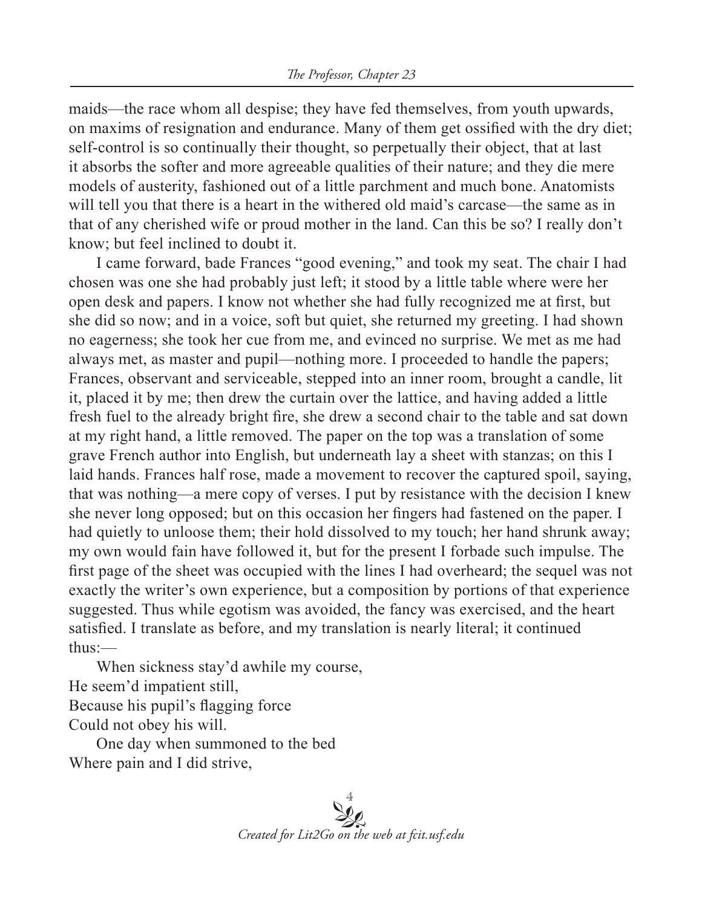maids—the race whom all despise; they have fed themselves, from youth upwards, on maxims of resignation and endurance. Many of them get ossified with the dry diet; self-control is so continually their thought, so perpetually their object, that at last it absorbs the softer and more agreeable qualities of their nature; and they die mere models of austerity, fashioned out of a little parchment and much bone. Anatomists will tell you that there is a heart in the withered old maid's carcase—the same as in that of any cherished wife or proud mother in the land. Can this be so? I really don't know; but feel inclined to doubt it.

I came forward, bade Frances "good evening," and took my seat. The chair I had chosen was one she had probably just left; it stood by a little table where were her open desk and papers. I know not whether she had fully recognized me at first, but she did so now; and in a voice, soft but quiet, she returned my greeting. I had shown no eagerness; she took her cue from me, and evinced no surprise. We met as me had always met, as master and pupil—nothing more. I proceeded to handle the papers; Frances, observant and serviceable, stepped into an inner room, brought a candle, lit it, placed it by me; then drew the curtain over the lattice, and having added a little fresh fuel to the already bright fire, she drew a second chair to the table and sat down at my right hand, a little removed. The paper on the top was a translation of some grave French author into English, but underneath lay a sheet with stanzas; on this I laid hands. Frances half rose, made a movement to recover the captured spoil, saying, that was nothing—a mere copy of verses. I put by resistance with the decision I knew she never long opposed; but on this occasion her fingers had fastened on the paper. I had quietly to unloose them; their hold dissolved to my touch; her hand shrunk away; my own would fain have followed it, but for the present I forbade such impulse. The first page of the sheet was occupied with the lines I had overheard; the sequel was not exactly the writer's own experience, but a composition by portions of that experience suggested. Thus while egotism was avoided, the fancy was exercised, and the heart satisfied. I translate as before, and my translation is nearly literal; it continued thus:—

When sickness stay'd awhile my course,  
He seem'd impatient still,  
Because his pupil's flagging force  
Could not obey his will.

One day when summoned to the bed  
Where pain and I did strive,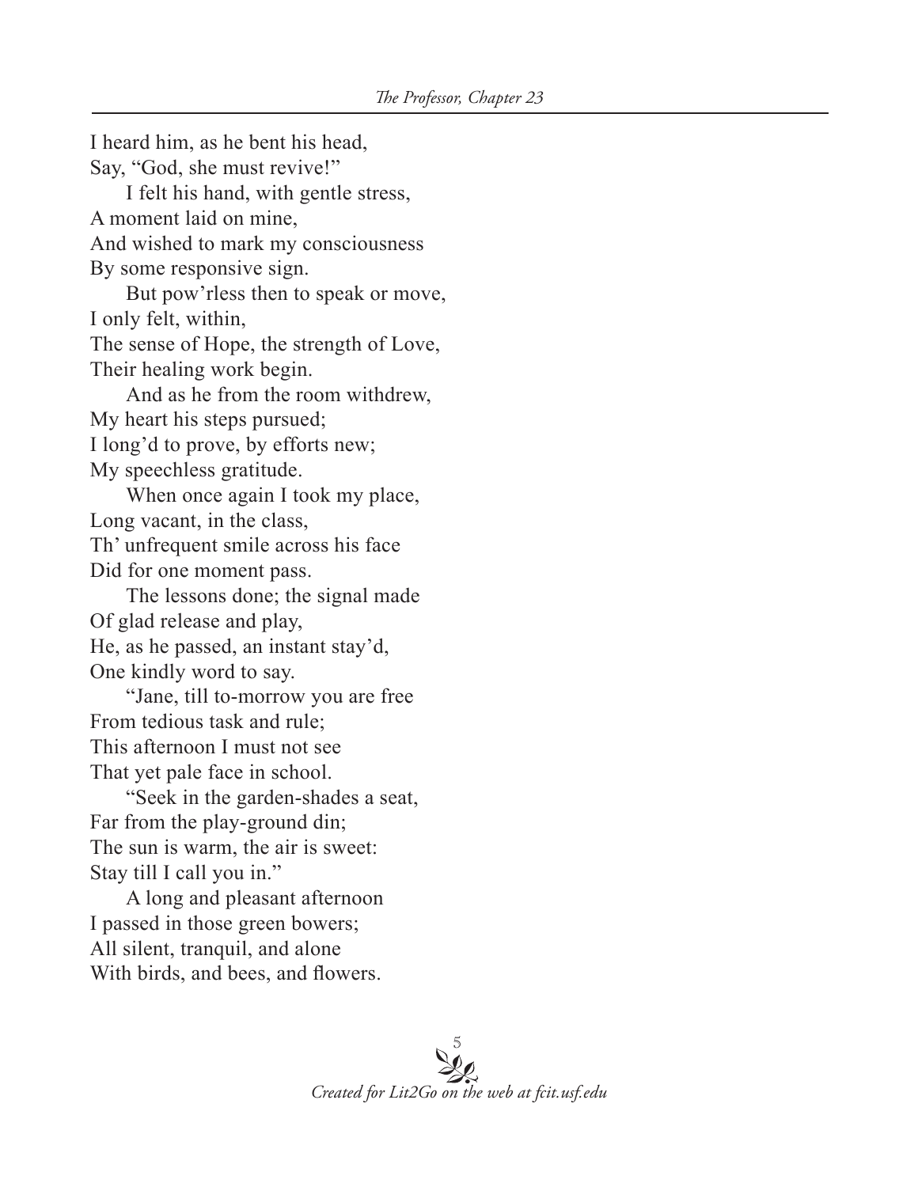I heard him, as he bent his head,  
Say, "God, she must revive!"

I felt his hand, with gentle stress,  
A moment laid on mine,  
And wished to mark my consciousness  
By some responsive sign.

But pow'rless then to speak or move,  
I only felt, within,  
The sense of Hope, the strength of Love,  
Their healing work begin.

And as he from the room withdrew,  
My heart his steps pursued;  
I long'd to prove, by efforts new;  
My speechless gratitude.

When once again I took my place,  
Long vacant, in the class,  
Th' unfrequent smile across his face  
Did for one moment pass.

The lessons done; the signal made  
Of glad release and play,  
He, as he passed, an instant stay'd,  
One kindly word to say.

"Jane, till to-morrow you are free  
From tedious task and rule;  
This afternoon I must not see  
That yet pale face in school.

"Seek in the garden-shades a seat,  
Far from the play-ground din;  
The sun is warm, the air is sweet:  
Stay till I call you in."

A long and pleasant afternoon  
I passed in those green bowers;  
All silent, tranquil, and alone  
With birds, and bees, and flowers.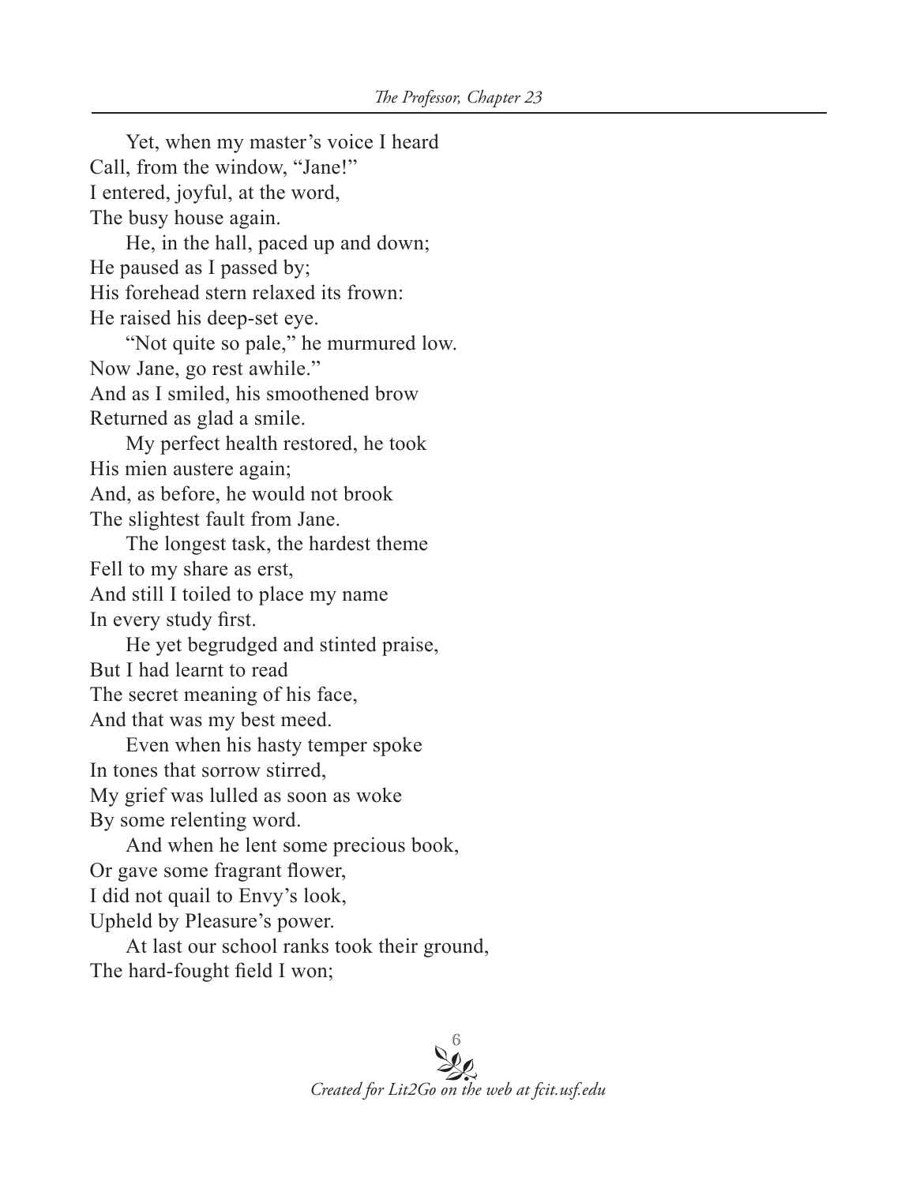Yet, when my master's voice I heard  
Call, from the window, "Jane!"  
I entered, joyful, at the word,  
The busy house again.

He, in the hall, paced up and down;  
He paused as I passed by;  
His forehead stern relaxed its frown:  
He raised his deep-set eye.

"Not quite so pale," he murmured low.  
Now Jane, go rest awhile."  
And as I smiled, his smoothened brow  
Returned as glad a smile.

My perfect health restored, he took  
His mien austere again;  
And, as before, he would not brook  
The slightest fault from Jane.

The longest task, the hardest theme  
Fell to my share as erst,  
And still I toiled to place my name  
In every study first.

He yet begrudged and stinted praise,  
But I had learnt to read  
The secret meaning of his face,  
And that was my best meed.

Even when his hasty temper spoke  
In tones that sorrow stirred,  
My grief was lulled as soon as woke  
By some relenting word.

And when he lent some precious book,  
Or gave some fragrant flower,  
I did not quail to Envy's look,  
Upheld by Pleasure's power.

At last our school ranks took their ground,  
The hard-fought field I won;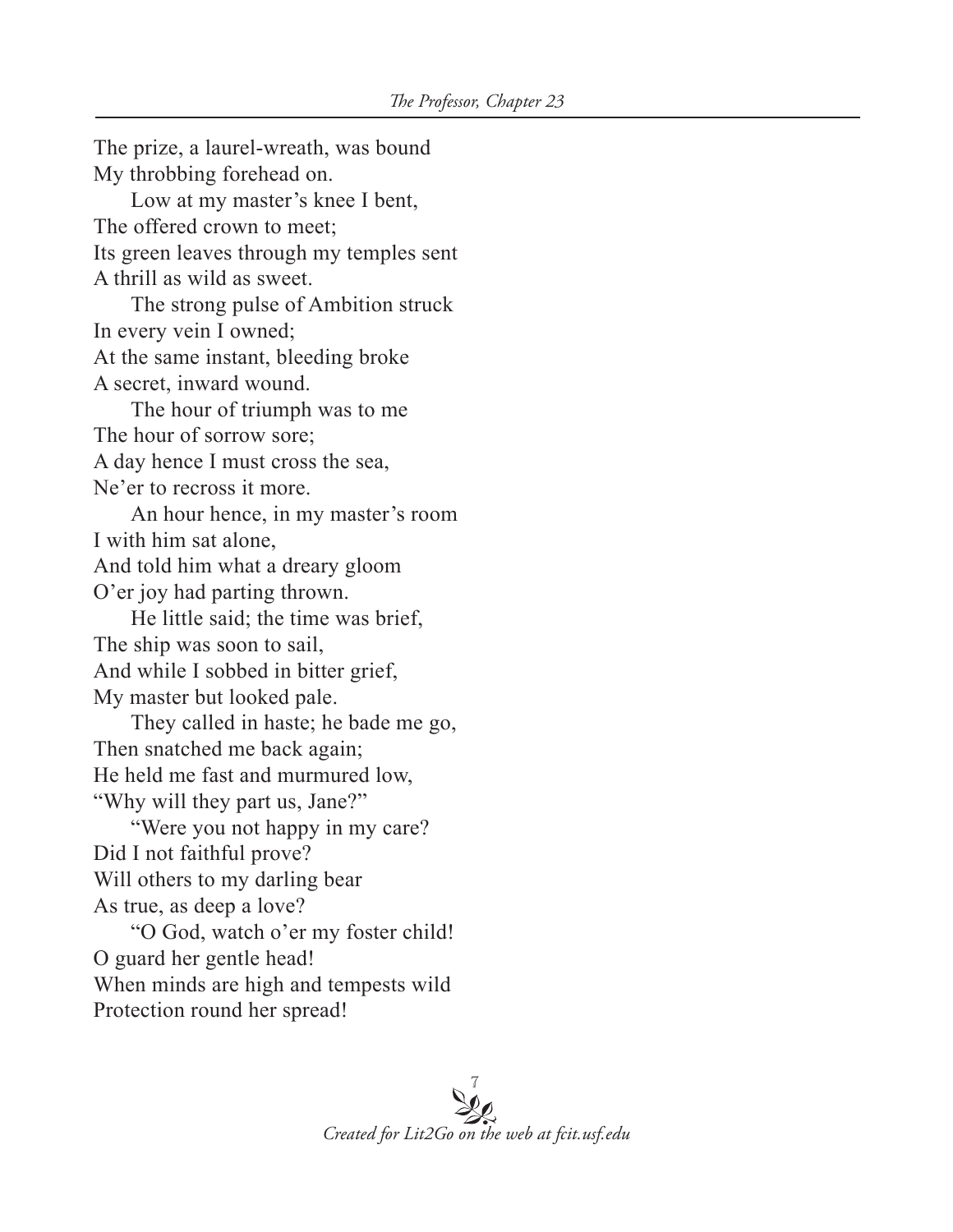The prize, a laurel-wreath, was bound
My throbbing forehead on.

Low at my master's knee I bent,
The offered crown to meet;
Its green leaves through my temples sent
A thrill as wild as sweet.

The strong pulse of Ambition struck
In every vein I owned;
At the same instant, bleeding broke
A secret, inward wound.

The hour of triumph was to me
The hour of sorrow sore;
A day hence I must cross the sea,
Ne'er to recross it more.

An hour hence, in my master's room
I with him sat alone,
And told him what a dreary gloom
O'er joy had parting thrown.

He little said; the time was brief,
The ship was soon to sail,
And while I sobbed in bitter grief,
My master but looked pale.

They called in haste; he bade me go,
Then snatched me back again;
He held me fast and murmured low,
"Why will they part us, Jane?"

"Were you not happy in my care?
Did I not faithful prove?
Will others to my darling bear
As true, as deep a love?

"O God, watch o'er my foster child!
O guard her gentle head!
When minds are high and tempests wild
Protection round her spread!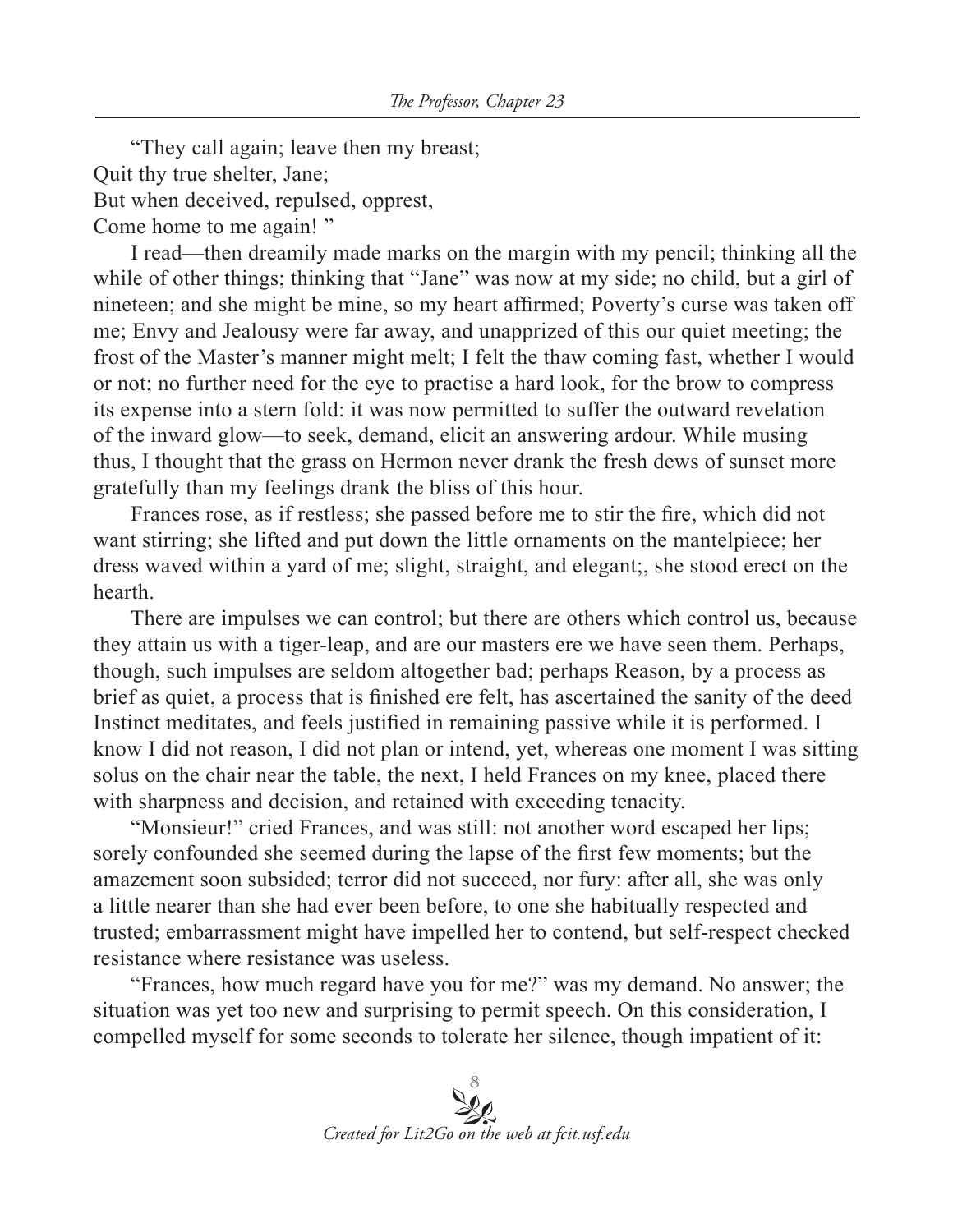"They call again; leave then my breast;
Quit thy true shelter, Jane;
But when deceived, repulsed, opprest,
Come home to me again! "

I read—then dreamily made marks on the margin with my pencil; thinking all the while of other things; thinking that "Jane" was now at my side; no child, but a girl of nineteen; and she might be mine, so my heart affirmed; Poverty's curse was taken off me; Envy and Jealousy were far away, and unapprized of this our quiet meeting; the frost of the Master's manner might melt; I felt the thaw coming fast, whether I would or not; no further need for the eye to practise a hard look, for the brow to compress its expense into a stern fold: it was now permitted to suffer the outward revelation of the inward glow—to seek, demand, elicit an answering ardour. While musing thus, I thought that the grass on Hermon never drank the fresh dews of sunset more gratefully than my feelings drank the bliss of this hour.

Frances rose, as if restless; she passed before me to stir the fire, which did not want stirring; she lifted and put down the little ornaments on the mantelpiece; her dress waved within a yard of me; slight, straight, and elegant;, she stood erect on the hearth.

There are impulses we can control; but there are others which control us, because they attain us with a tiger-leap, and are our masters ere we have seen them. Perhaps, though, such impulses are seldom altogether bad; perhaps Reason, by a process as brief as quiet, a process that is finished ere felt, has ascertained the sanity of the deed Instinct meditates, and feels justified in remaining passive while it is performed. I know I did not reason, I did not plan or intend, yet, whereas one moment I was sitting solus on the chair near the table, the next, I held Frances on my knee, placed there with sharpness and decision, and retained with exceeding tenacity.

"Monsieur!" cried Frances, and was still: not another word escaped her lips; sorely confounded she seemed during the lapse of the first few moments; but the amazement soon subsided; terror did not succeed, nor fury: after all, she was only a little nearer than she had ever been before, to one she habitually respected and trusted; embarrassment might have impelled her to contend, but self-respect checked resistance where resistance was useless.

"Frances, how much regard have you for me?" was my demand. No answer; the situation was yet too new and surprising to permit speech. On this consideration, I compelled myself for some seconds to tolerate her silence, though impatient of it: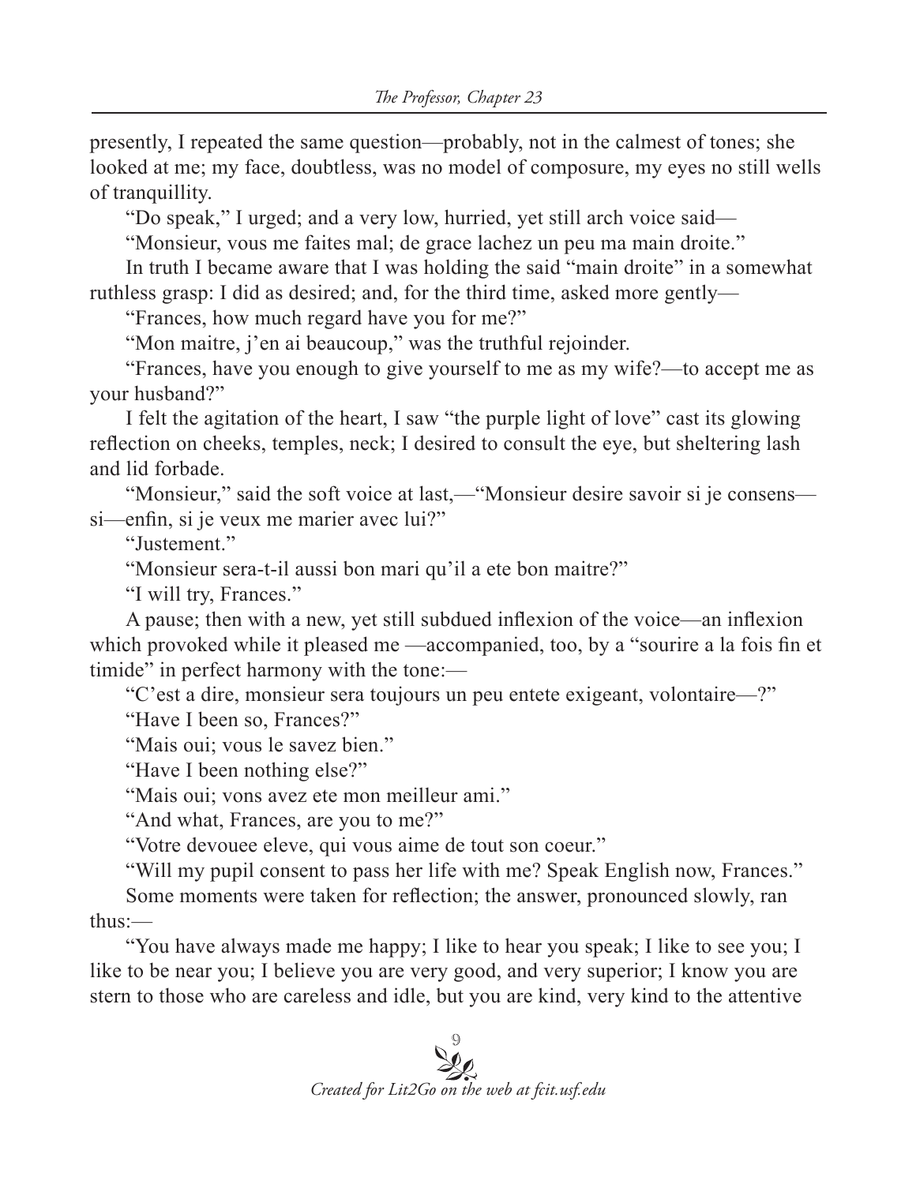presently, I repeated the same question—probably, not in the calmest of tones; she looked at me; my face, doubtless, was no model of composure, my eyes no still wells of tranquillity.

"Do speak," I urged; and a very low, hurried, yet still arch voice said—

"Monsieur, vous me faites mal; de grace lachez un peu ma main droite."

In truth I became aware that I was holding the said "main droite" in a somewhat ruthless grasp: I did as desired; and, for the third time, asked more gently—

"Frances, how much regard have you for me?"

"Mon maitre, j'en ai beaucoup," was the truthful rejoinder.

"Frances, have you enough to give yourself to me as my wife?—to accept me as your husband?"

I felt the agitation of the heart, I saw "the purple light of love" cast its glowing reflection on cheeks, temples, neck; I desired to consult the eye, but sheltering lash and lid forbade.

"Monsieur," said the soft voice at last,—"Monsieur desire savoir si je consens—si—enfin, si je veux me marier avec lui?"

"Justement."

"Monsieur sera-t-il aussi bon mari qu'il a ete bon maitre?"

"I will try, Frances."

A pause; then with a new, yet still subdued inflexion of the voice—an inflexion which provoked while it pleased me —accompanied, too, by a "sourire a la fois fin et timide" in perfect harmony with the tone:—

"C'est a dire, monsieur sera toujours un peu entete exigeant, volontaire—?"

"Have I been so, Frances?"

"Mais oui; vous le savez bien."

"Have I been nothing else?"

"Mais oui; vons avez ete mon meilleur ami."

"And what, Frances, are you to me?"

"Votre devouee eleve, qui vous aime de tout son coeur."

"Will my pupil consent to pass her life with me? Speak English now, Frances."

Some moments were taken for reflection; the answer, pronounced slowly, ran thus:—

"You have always made me happy; I like to hear you speak; I like to see you; I like to be near you; I believe you are very good, and very superior; I know you are stern to those who are careless and idle, but you are kind, very kind to the attentive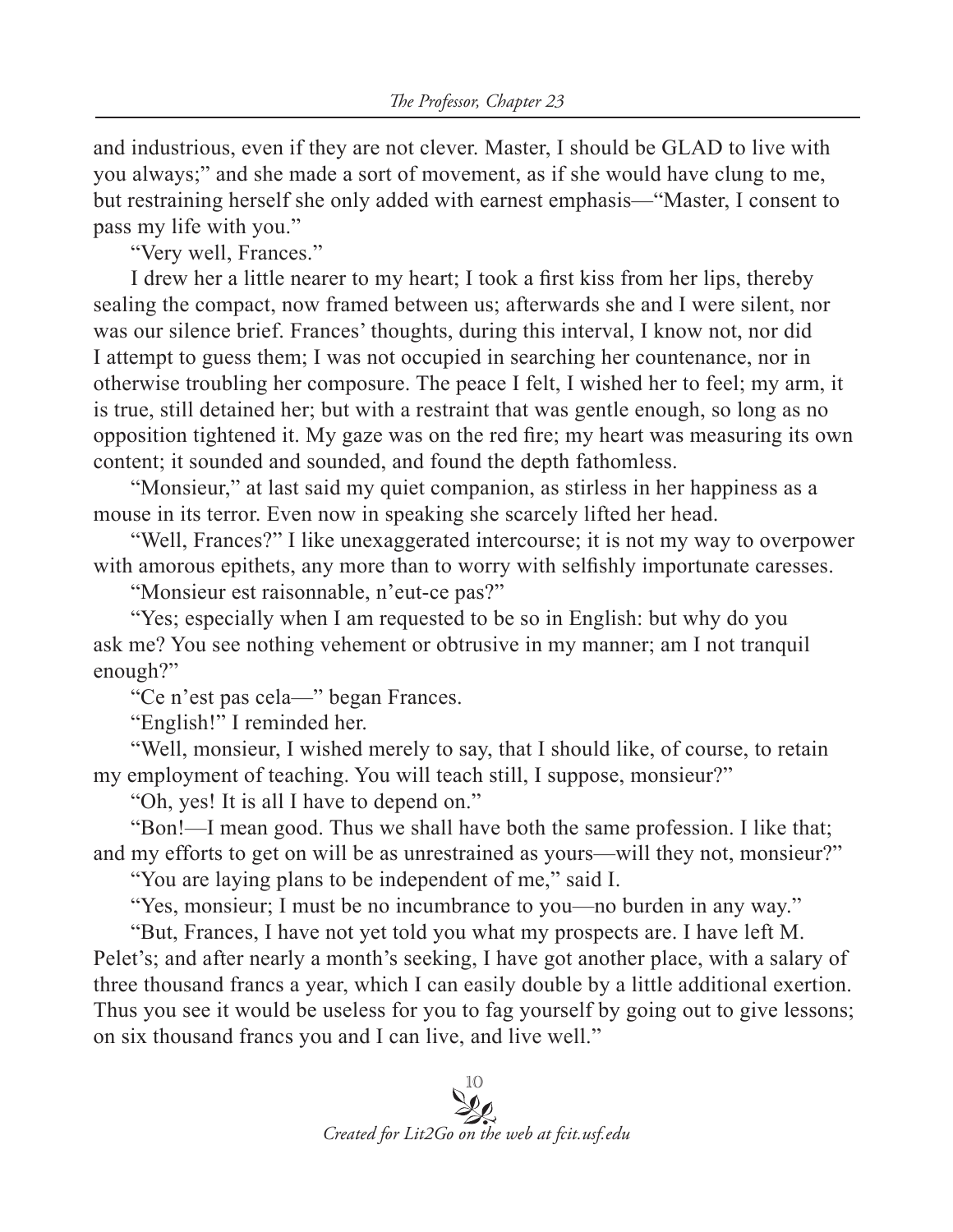and industrious, even if they are not clever. Master, I should be GLAD to live with you always;" and she made a sort of movement, as if she would have clung to me, but restraining herself she only added with earnest emphasis—"Master, I consent to pass my life with you."

"Very well, Frances."

I drew her a little nearer to my heart; I took a first kiss from her lips, thereby sealing the compact, now framed between us; afterwards she and I were silent, nor was our silence brief. Frances' thoughts, during this interval, I know not, nor did I attempt to guess them; I was not occupied in searching her countenance, nor in otherwise troubling her composure. The peace I felt, I wished her to feel; my arm, it is true, still detained her; but with a restraint that was gentle enough, so long as no opposition tightened it. My gaze was on the red fire; my heart was measuring its own content; it sounded and sounded, and found the depth fathomless.

"Monsieur," at last said my quiet companion, as stirless in her happiness as a mouse in its terror. Even now in speaking she scarcely lifted her head.

"Well, Frances?" I like unexaggerated intercourse; it is not my way to overpower with amorous epithets, any more than to worry with selfishly importunate caresses.

"Monsieur est raisonnable, n'eut-ce pas?"

"Yes; especially when I am requested to be so in English: but why do you ask me? You see nothing vehement or obtrusive in my manner; am I not tranquil enough?"

"Ce n'est pas cela—" began Frances.

"English!" I reminded her.

"Well, monsieur, I wished merely to say, that I should like, of course, to retain my employment of teaching. You will teach still, I suppose, monsieur?"

"Oh, yes! It is all I have to depend on."

"Bon!—I mean good. Thus we shall have both the same profession. I like that; and my efforts to get on will be as unrestrained as yours—will they not, monsieur?"

"You are laying plans to be independent of me," said I.

"Yes, monsieur; I must be no incumbrance to you—no burden in any way."

"But, Frances, I have not yet told you what my prospects are. I have left M. Pelet's; and after nearly a month's seeking, I have got another place, with a salary of three thousand francs a year, which I can easily double by a little additional exertion. Thus you see it would be useless for you to fag yourself by going out to give lessons; on six thousand francs you and I can live, and live well."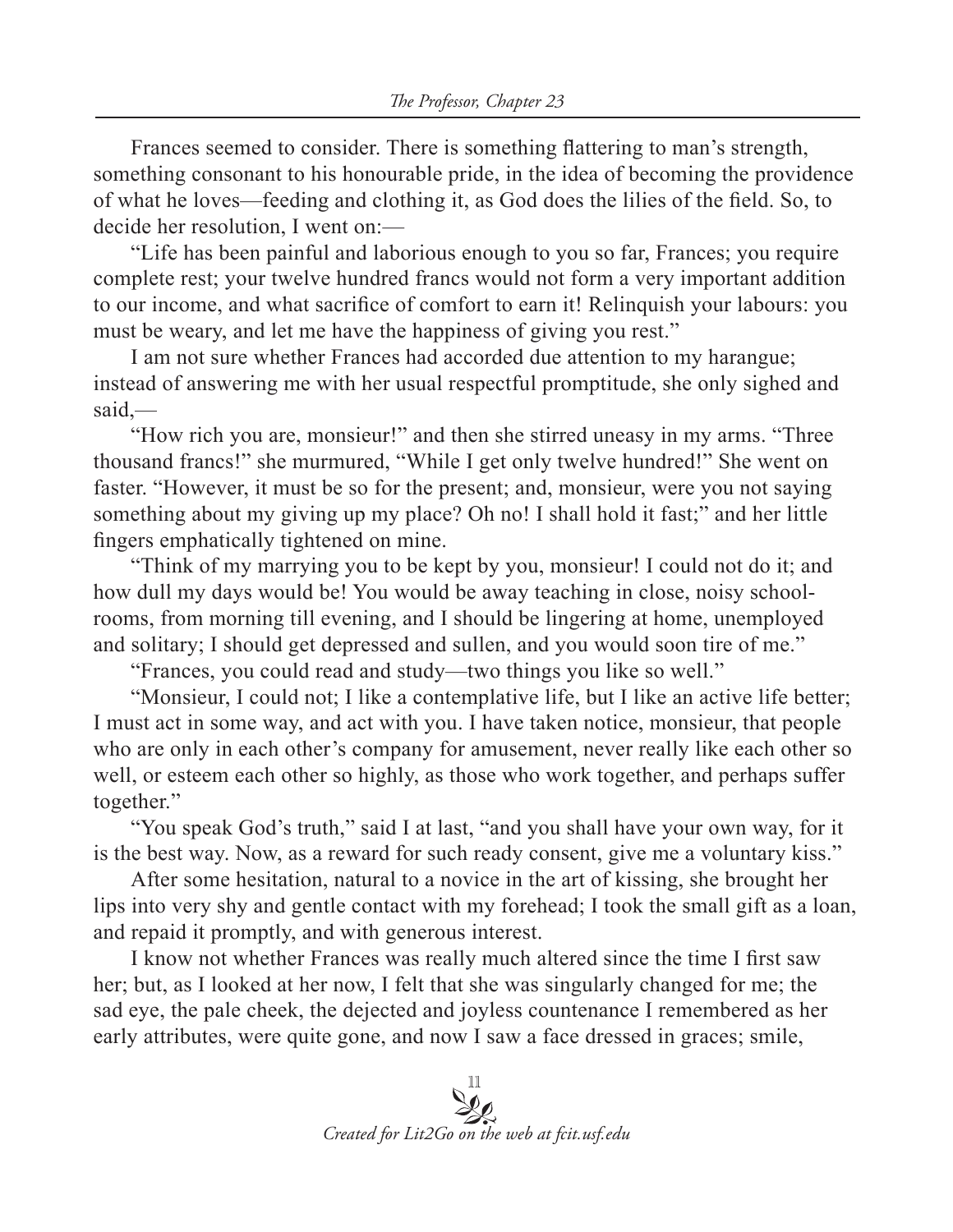Frances seemed to consider. There is something flattering to man's strength, something consonant to his honourable pride, in the idea of becoming the providence of what he loves—feeding and clothing it, as God does the lilies of the field. So, to decide her resolution, I went on:—

"Life has been painful and laborious enough to you so far, Frances; you require complete rest; your twelve hundred francs would not form a very important addition to our income, and what sacrifice of comfort to earn it! Relinquish your labours: you must be weary, and let me have the happiness of giving you rest."

I am not sure whether Frances had accorded due attention to my harangue; instead of answering me with her usual respectful promptitude, she only sighed and said,—

"How rich you are, monsieur!" and then she stirred uneasy in my arms. "Three thousand francs!" she murmured, "While I get only twelve hundred!" She went on faster. "However, it must be so for the present; and, monsieur, were you not saying something about my giving up my place? Oh no! I shall hold it fast;" and her little fingers emphatically tightened on mine.

"Think of my marrying you to be kept by you, monsieur! I could not do it; and how dull my days would be! You would be away teaching in close, noisy school-rooms, from morning till evening, and I should be lingering at home, unemployed and solitary; I should get depressed and sullen, and you would soon tire of me."

"Frances, you could read and study—two things you like so well."

"Monsieur, I could not; I like a contemplative life, but I like an active life better; I must act in some way, and act with you. I have taken notice, monsieur, that people who are only in each other's company for amusement, never really like each other so well, or esteem each other so highly, as those who work together, and perhaps suffer together."

"You speak God's truth," said I at last, "and you shall have your own way, for it is the best way. Now, as a reward for such ready consent, give me a voluntary kiss."

After some hesitation, natural to a novice in the art of kissing, she brought her lips into very shy and gentle contact with my forehead; I took the small gift as a loan, and repaid it promptly, and with generous interest.

I know not whether Frances was really much altered since the time I first saw her; but, as I looked at her now, I felt that she was singularly changed for me; the sad eye, the pale cheek, the dejected and joyless countenance I remembered as her early attributes, were quite gone, and now I saw a face dressed in graces; smile,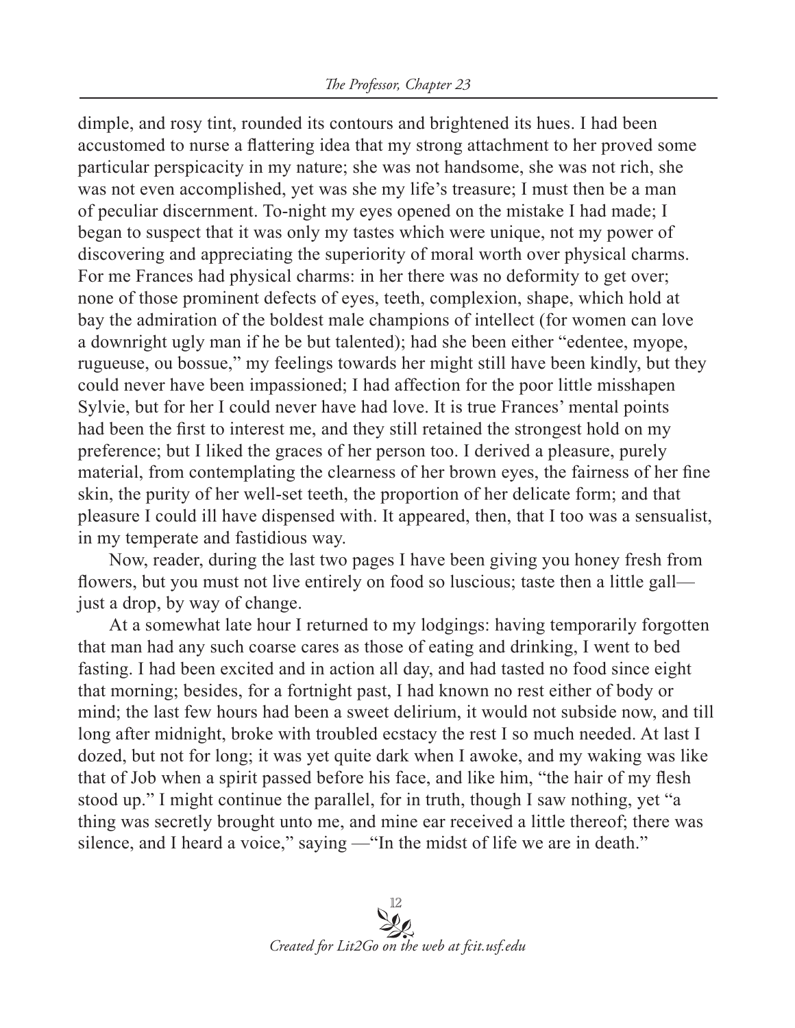dimple, and rosy tint, rounded its contours and brightened its hues. I had been accustomed to nurse a flattering idea that my strong attachment to her proved some particular perspicacity in my nature; she was not handsome, she was not rich, she was not even accomplished, yet was she my life's treasure; I must then be a man of peculiar discernment. To-night my eyes opened on the mistake I had made; I began to suspect that it was only my tastes which were unique, not my power of discovering and appreciating the superiority of moral worth over physical charms. For me Frances had physical charms: in her there was no deformity to get over; none of those prominent defects of eyes, teeth, complexion, shape, which hold at bay the admiration of the boldest male champions of intellect (for women can love a downright ugly man if he be but talented); had she been either "edentee, myope, rugueuse, ou bossue," my feelings towards her might still have been kindly, but they could never have been impassioned; I had affection for the poor little misshapen Sylvie, but for her I could never have had love. It is true Frances' mental points had been the first to interest me, and they still retained the strongest hold on my preference; but I liked the graces of her person too. I derived a pleasure, purely material, from contemplating the clearness of her brown eyes, the fairness of her fine skin, the purity of her well-set teeth, the proportion of her delicate form; and that pleasure I could ill have dispensed with. It appeared, then, that I too was a sensualist, in my temperate and fastidious way.

Now, reader, during the last two pages I have been giving you honey fresh from flowers, but you must not live entirely on food so luscious; taste then a little gall—just a drop, by way of change.

At a somewhat late hour I returned to my lodgings: having temporarily forgotten that man had any such coarse cares as those of eating and drinking, I went to bed fasting. I had been excited and in action all day, and had tasted no food since eight that morning; besides, for a fortnight past, I had known no rest either of body or mind; the last few hours had been a sweet delirium, it would not subside now, and till long after midnight, broke with troubled ecstacy the rest I so much needed. At last I dozed, but not for long; it was yet quite dark when I awoke, and my waking was like that of Job when a spirit passed before his face, and like him, "the hair of my flesh stood up." I might continue the parallel, for in truth, though I saw nothing, yet "a thing was secretly brought unto me, and mine ear received a little thereof; there was silence, and I heard a voice," saying —"In the midst of life we are in death."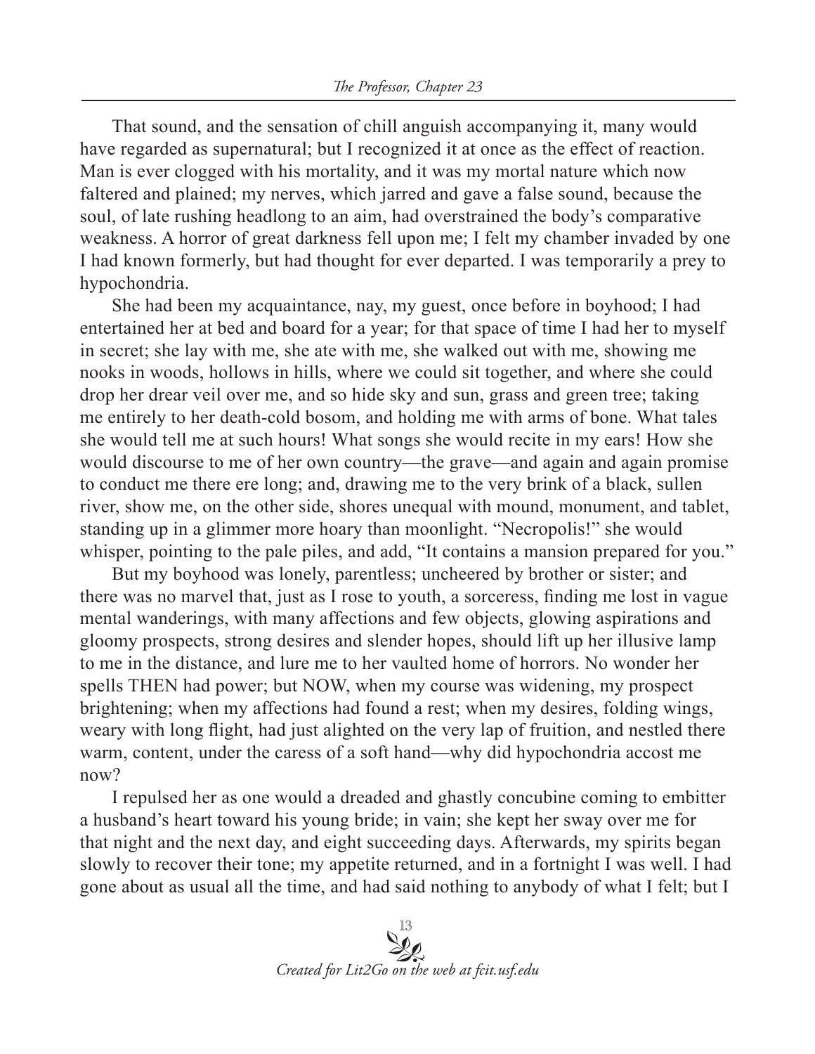That sound, and the sensation of chill anguish accompanying it, many would have regarded as supernatural; but I recognized it at once as the effect of reaction. Man is ever clogged with his mortality, and it was my mortal nature which now faltered and plained; my nerves, which jarred and gave a false sound, because the soul, of late rushing headlong to an aim, had overstrained the body's comparative weakness. A horror of great darkness fell upon me; I felt my chamber invaded by one I had known formerly, but had thought for ever departed. I was temporarily a prey to hypochondria.

She had been my acquaintance, nay, my guest, once before in boyhood; I had entertained her at bed and board for a year; for that space of time I had her to myself in secret; she lay with me, she ate with me, she walked out with me, showing me nooks in woods, hollows in hills, where we could sit together, and where she could drop her drear veil over me, and so hide sky and sun, grass and green tree; taking me entirely to her death-cold bosom, and holding me with arms of bone. What tales she would tell me at such hours! What songs she would recite in my ears! How she would discourse to me of her own country—the grave—and again and again promise to conduct me there ere long; and, drawing me to the very brink of a black, sullen river, show me, on the other side, shores unequal with mound, monument, and tablet, standing up in a glimmer more hoary than moonlight. "Necropolis!" she would whisper, pointing to the pale piles, and add, "It contains a mansion prepared for you."

But my boyhood was lonely, parentless; uncheered by brother or sister; and there was no marvel that, just as I rose to youth, a sorceress, finding me lost in vague mental wanderings, with many affections and few objects, glowing aspirations and gloomy prospects, strong desires and slender hopes, should lift up her illusive lamp to me in the distance, and lure me to her vaulted home of horrors. No wonder her spells THEN had power; but NOW, when my course was widening, my prospect brightening; when my affections had found a rest; when my desires, folding wings, weary with long flight, had just alighted on the very lap of fruition, and nestled there warm, content, under the caress of a soft hand—why did hypochondria accost me now?

I repulsed her as one would a dreaded and ghastly concubine coming to embitter a husband's heart toward his young bride; in vain; she kept her sway over me for that night and the next day, and eight succeeding days. Afterwards, my spirits began slowly to recover their tone; my appetite returned, and in a fortnight I was well. I had gone about as usual all the time, and had said nothing to anybody of what I felt; but I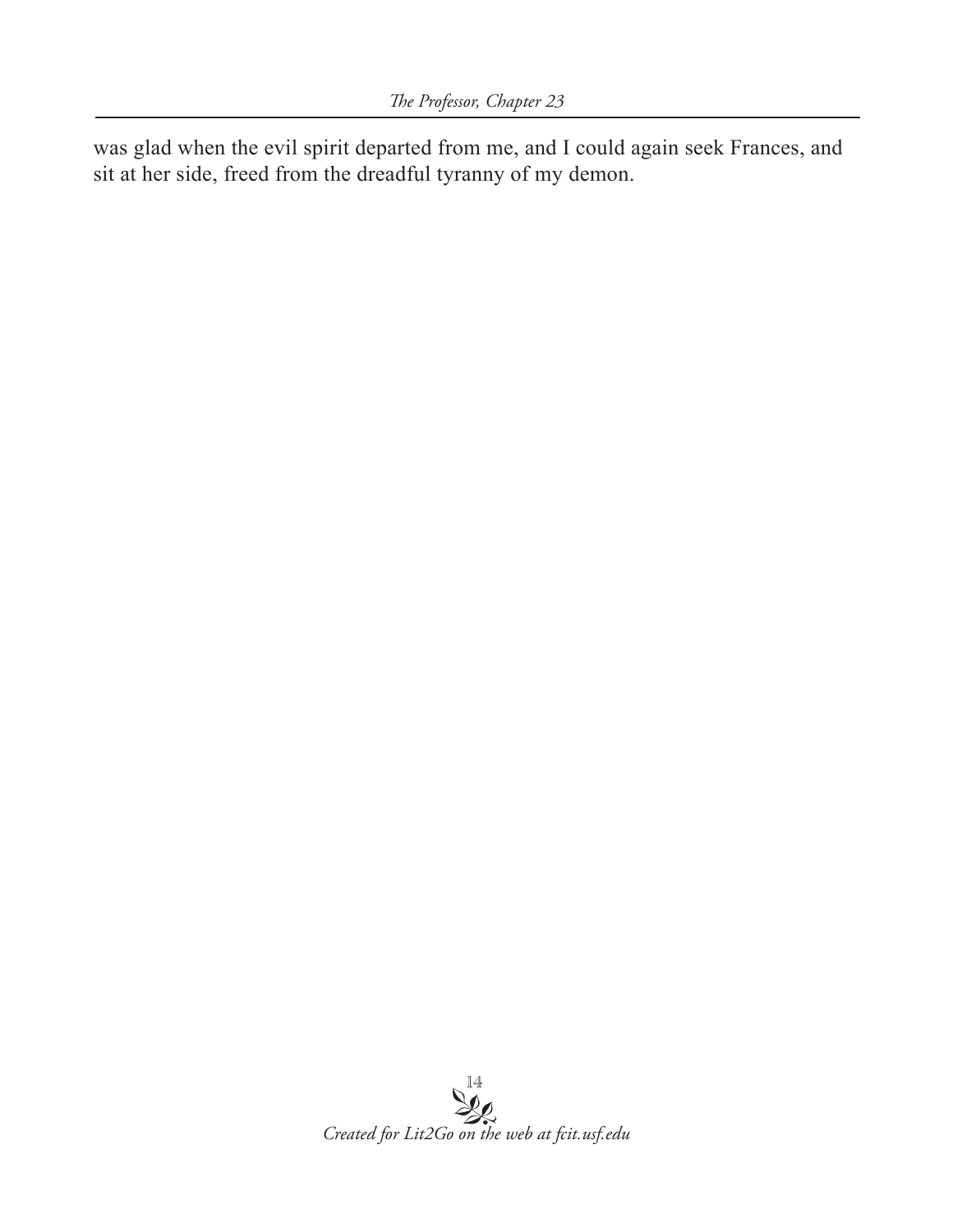was glad when the evil spirit departed from me, and I could again seek Frances, and sit at her side, freed from the dreadful tyranny of my demon.